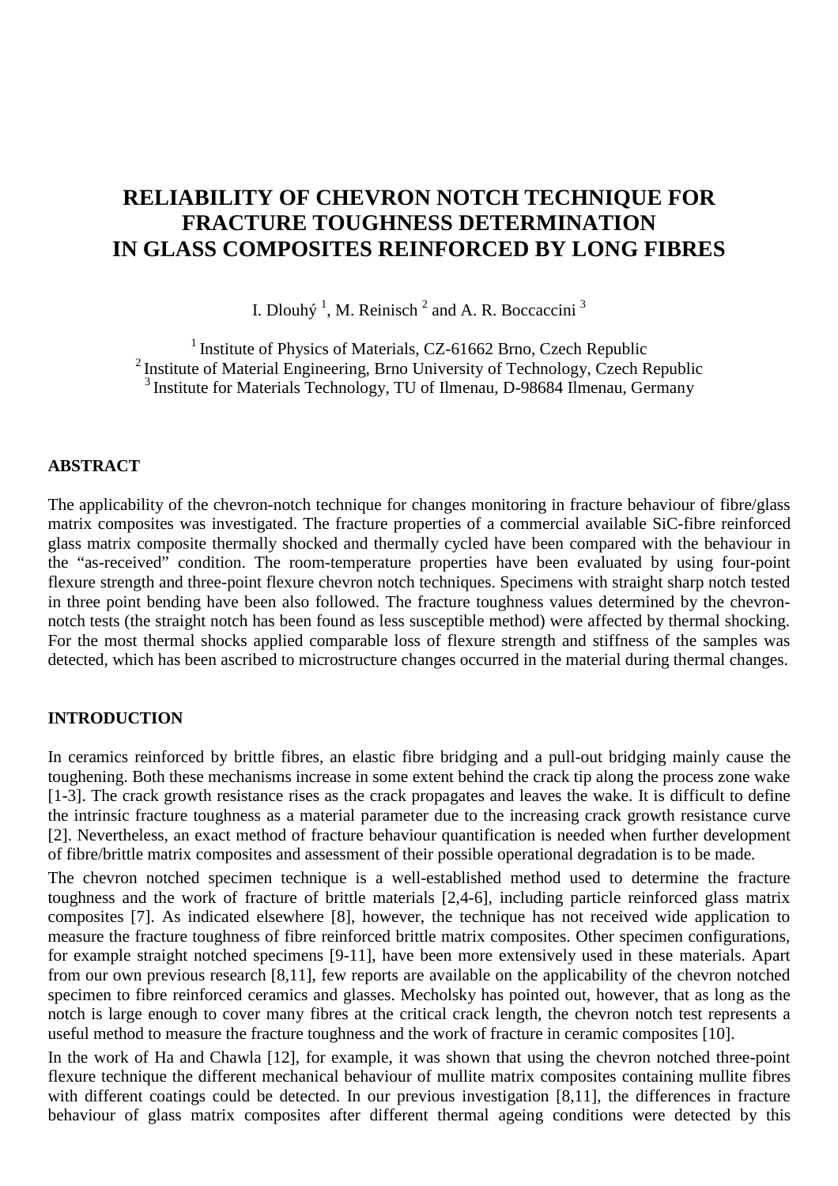# RELIABILITY OF CHEVRON NOTCH TECHNIQUE FOR FRACTURE TOUGHNESS DETERMINATION IN GLASS COMPOSITES REINFORCED BY LONG FIBRES

I. Dlouhý [1], M. Reinisch [2] and A. R. Boccaccini [3]

[1] Institute of Physics of Materials, CZ-61662 Brno, Czech Republic
[2] Institute of Material Engineering, Brno University of Technology, Czech Republic
[3] Institute for Materials Technology, TU of Ilmenau, D-98684 Ilmenau, Germany

## ABSTRACT

The applicability of the chevron-notch technique for changes monitoring in fracture behaviour of fibre/glass matrix composites was investigated. The fracture properties of a commercial available SiC-fibre reinforced glass matrix composite thermally shocked and thermally cycled have been compared with the behaviour in the "as-received" condition. The room-temperature properties have been evaluated by using four-point flexure strength and three-point flexure chevron notch techniques. Specimens with straight sharp notch tested in three point bending have been also followed. The fracture toughness values determined by the chevron-notch tests (the straight notch has been found as less susceptible method) were affected by thermal shocking. For the most thermal shocks applied comparable loss of flexure strength and stiffness of the samples was detected, which has been ascribed to microstructure changes occurred in the material during thermal changes.

## INTRODUCTION

In ceramics reinforced by brittle fibres, an elastic fibre bridging and a pull-out bridging mainly cause the toughening. Both these mechanisms increase in some extent behind the crack tip along the process zone wake [1-3]. The crack growth resistance rises as the crack propagates and leaves the wake. It is difficult to define the intrinsic fracture toughness as a material parameter due to the increasing crack growth resistance curve [2]. Nevertheless, an exact method of fracture behaviour quantification is needed when further development of fibre/brittle matrix composites and assessment of their possible operational degradation is to be made.

The chevron notched specimen technique is a well-established method used to determine the fracture toughness and the work of fracture of brittle materials [2,4-6], including particle reinforced glass matrix composites [7]. As indicated elsewhere [8], however, the technique has not received wide application to measure the fracture toughness of fibre reinforced brittle matrix composites. Other specimen configurations, for example straight notched specimens [9-11], have been more extensively used in these materials. Apart from our own previous research [8,11], few reports are available on the applicability of the chevron notched specimen to fibre reinforced ceramics and glasses. Mecholsky has pointed out, however, that as long as the notch is large enough to cover many fibres at the critical crack length, the chevron notch test represents a useful method to measure the fracture toughness and the work of fracture in ceramic composites [10].

In the work of Ha and Chawla [12], for example, it was shown that using the chevron notched three-point flexure technique the different mechanical behaviour of mullite matrix composites containing mullite fibres with different coatings could be detected. In our previous investigation [8,11], the differences in fracture behaviour of glass matrix composites after different thermal ageing conditions were detected by this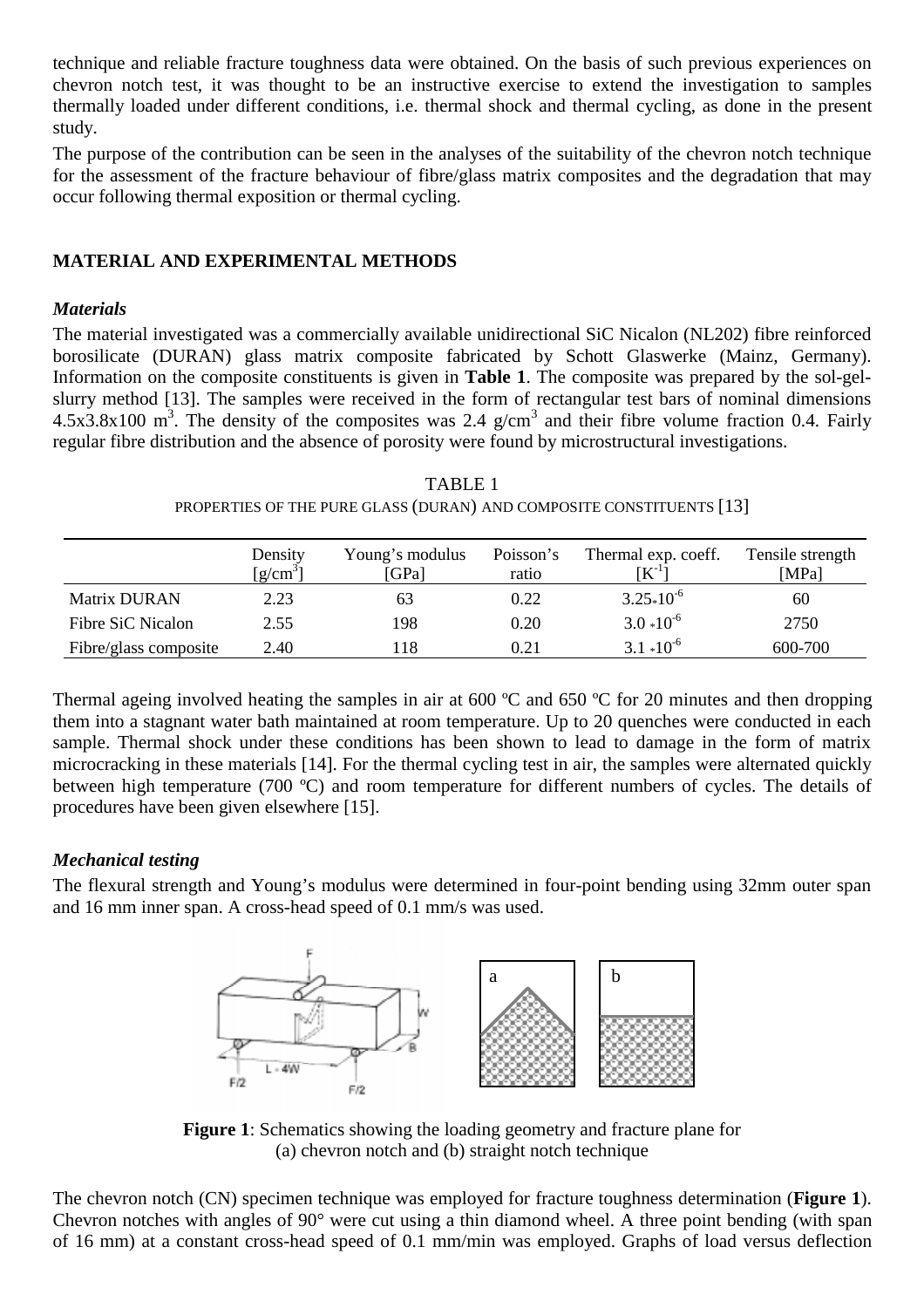technique and reliable fracture toughness data were obtained. On the basis of such previous experiences on chevron notch test, it was thought to be an instructive exercise to extend the investigation to samples thermally loaded under different conditions, i.e. thermal shock and thermal cycling, as done in the present study.

The purpose of the contribution can be seen in the analyses of the suitability of the chevron notch technique for the assessment of the fracture behaviour of fibre/glass matrix composites and the degradation that may occur following thermal exposition or thermal cycling.

## MATERIAL AND EXPERIMENTAL METHODS

### *Materials*

The material investigated was a commercially available unidirectional SiC Nicalon (NL202) fibre reinforced borosilicate (DURAN) glass matrix composite fabricated by Schott Glaswerke (Mainz, Germany). Information on the composite constituents is given in **Table 1**. The composite was prepared by the sol-gel-slurry method [13]. The samples were received in the form of rectangular test bars of nominal dimensions 4.5x3.8x100 $m^3$. The density of the composites was 2.4 $g/cm^3$ and their fibre volume fraction 0.4. Fairly regular fibre distribution and the absence of porosity were found by microstructural investigations.

TABLE 1
PROPERTIES OF THE PURE GLASS (DURAN) AND COMPOSITE CONSTITUENTS [13]

| | Density [$g/cm^3$] | Young's modulus [GPa] | Poisson's ratio | Thermal exp. coeff. [$K^{-1}$] | Tensile strength [MPa] |
|---|---|---|---|---|---|
| Matrix DURAN | 2.23 | 63 | 0.22 | $3.25 \cdot 10^{-6}$ | 60 |
| Fibre SiC Nicalon | 2.55 | 198 | 0.20 | $3.0 \cdot 10^{-6}$ | 2750 |
| Fibre/glass composite | 2.40 | 118 | 0.21 | $3.1 \cdot 10^{-6}$ | 600-700 |

Thermal ageing involved heating the samples in air at 600 ºC and 650 ºC for 20 minutes and then dropping them into a stagnant water bath maintained at room temperature. Up to 20 quenches were conducted in each sample. Thermal shock under these conditions has been shown to lead to damage in the form of matrix microcracking in these materials [14]. For the thermal cycling test in air, the samples were alternated quickly between high temperature (700 ºC) and room temperature for different numbers of cycles. The details of procedures have been given elsewhere [15].

### *Mechanical testing*

The flexural strength and Young's modulus were determined in four-point bending using 32mm outer span and 16 mm inner span. A cross-head speed of 0.1 mm/s was used.

**Figure 1**: Schematics showing the loading geometry and fracture plane for (a) chevron notch and (b) straight notch technique

The chevron notch (CN) specimen technique was employed for fracture toughness determination (**Figure 1**). Chevron notches with angles of 90° were cut using a thin diamond wheel. A three point bending (with span of 16 mm) at a constant cross-head speed of 0.1 mm/min was employed. Graphs of load versus deflection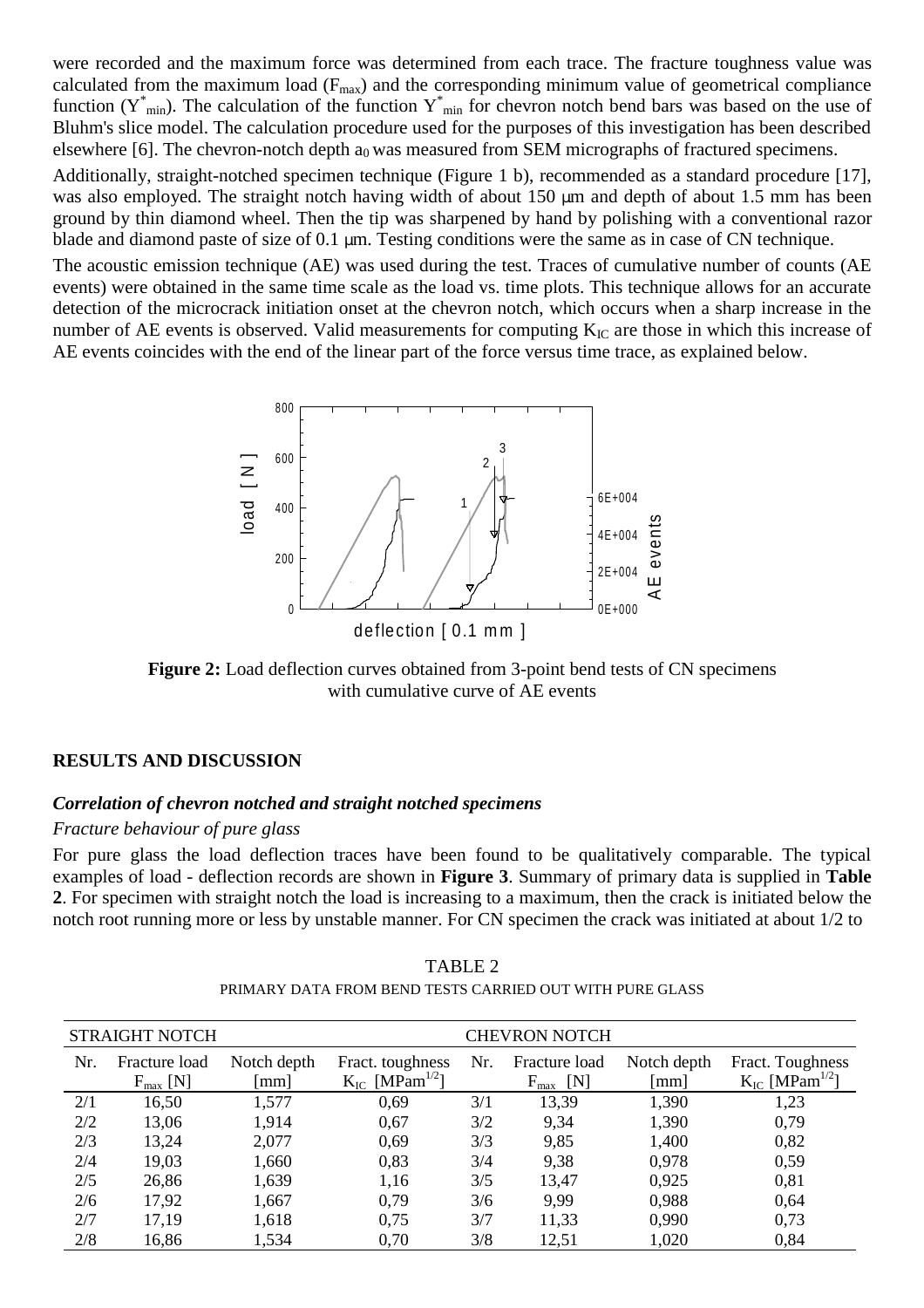were recorded and the maximum force was determined from each trace. The fracture toughness value was calculated from the maximum load ($F_{max}$) and the corresponding minimum value of geometrical compliance function ($Y^*_{min}$). The calculation of the function $Y^*_{min}$ for chevron notch bend bars was based on the use of Bluhm's slice model. The calculation procedure used for the purposes of this investigation has been described elsewhere [6]. The chevron-notch depth $a_0$ was measured from SEM micrographs of fractured specimens.

Additionally, straight-notched specimen technique (Figure 1 b), recommended as a standard procedure [17], was also employed. The straight notch having width of about 150 μm and depth of about 1.5 mm has been ground by thin diamond wheel. Then the tip was sharpened by hand by polishing with a conventional razor blade and diamond paste of size of 0.1 μm. Testing conditions were the same as in case of CN technique.

The acoustic emission technique (AE) was used during the test. Traces of cumulative number of counts (AE events) were obtained in the same time scale as the load vs. time plots. This technique allows for an accurate detection of the microcrack initiation onset at the chevron notch, which occurs when a sharp increase in the number of AE events is observed. Valid measurements for computing $K_{IC}$ are those in which this increase of AE events coincides with the end of the linear part of the force versus time trace, as explained below.

**Figure 2:** Load deflection curves obtained from 3-point bend tests of CN specimens with cumulative curve of AE events

## RESULTS AND DISCUSSION

### *Correlation of chevron notched and straight notched specimens*

*Fracture behaviour of pure glass*

For pure glass the load deflection traces have been found to be qualitatively comparable. The typical examples of load - deflection records are shown in **Figure 3**. Summary of primary data is supplied in **Table 2**. For specimen with straight notch the load is increasing to a maximum, then the crack is initiated below the notch root running more or less by unstable manner. For CN specimen the crack was initiated at about 1/2 to

TABLE 2

PRIMARY DATA FROM BEND TESTS CARRIED OUT WITH PURE GLASS

| STRAIGHT NOTCH | | | | CHEVRON NOTCH | | | |
|---|---|---|---|---|---|---|---|
| Nr. | Fracture load $F_{max}$ [N] | Notch depth [mm] | Fract. toughness $K_{IC}$ [MPam$^{1/2}$] | Nr. | Fracture load $F_{max}$ [N] | Notch depth [mm] | Fract. Toughness $K_{IC}$ [MPam$^{1/2}$] |
| 2/1 | 16,50 | 1,577 | 0,69 | 3/1 | 13,39 | 1,390 | 1,23 |
| 2/2 | 13,06 | 1,914 | 0,67 | 3/2 | 9,34 | 1,390 | 0,79 |
| 2/3 | 13,24 | 2,077 | 0,69 | 3/3 | 9,85 | 1,400 | 0,82 |
| 2/4 | 19,03 | 1,660 | 0,83 | 3/4 | 9,38 | 0,978 | 0,59 |
| 2/5 | 26,86 | 1,639 | 1,16 | 3/5 | 13,47 | 0,925 | 0,81 |
| 2/6 | 17,92 | 1,667 | 0,79 | 3/6 | 9,99 | 0,988 | 0,64 |
| 2/7 | 17,19 | 1,618 | 0,75 | 3/7 | 11,33 | 0,990 | 0,73 |
| 2/8 | 16,86 | 1,534 | 0,70 | 3/8 | 12,51 | 1,020 | 0,84 |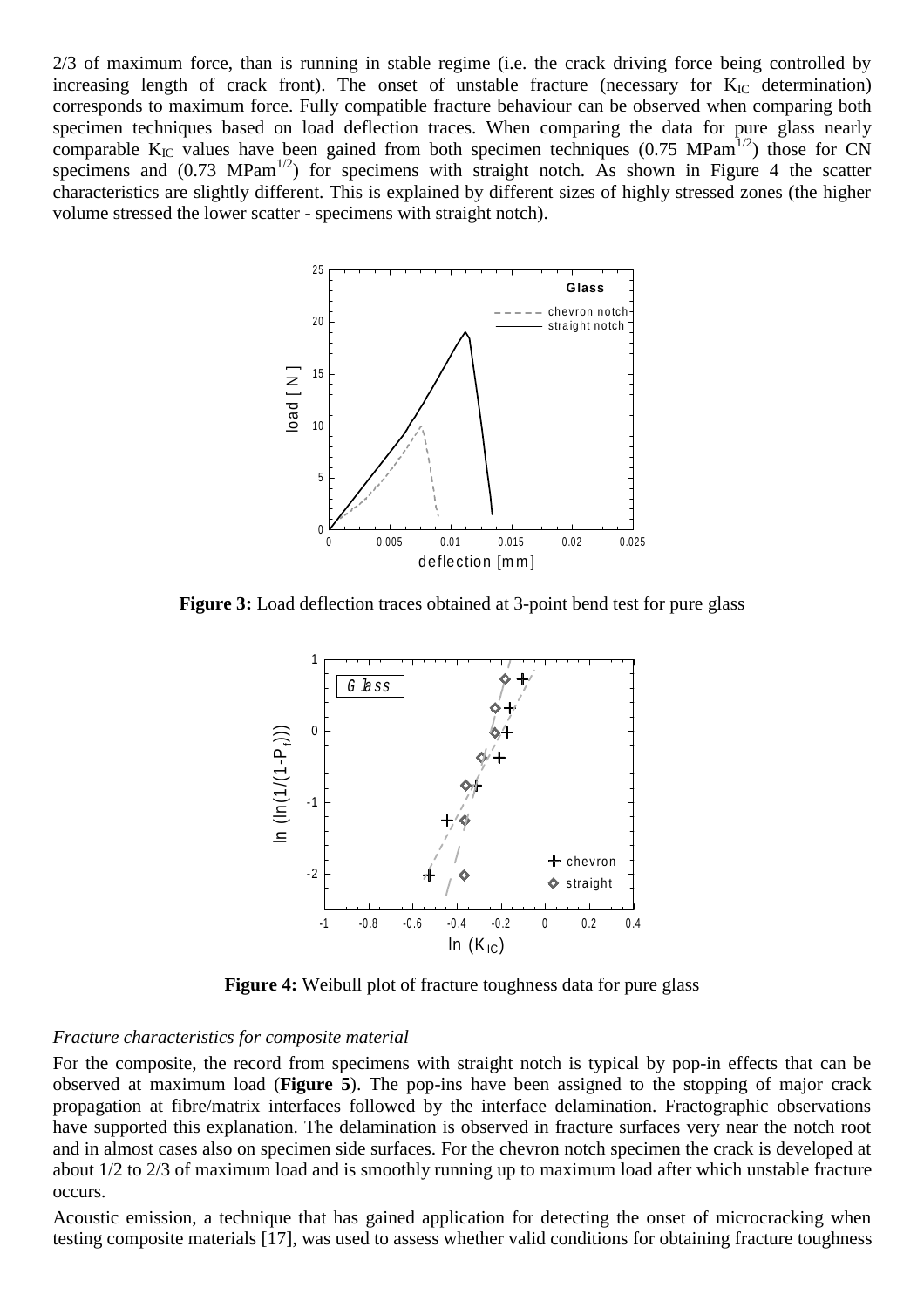2/3 of maximum force, than is running in stable regime (i.e. the crack driving force being controlled by increasing length of crack front). The onset of unstable fracture (necessary for $K_{IC}$ determination) corresponds to maximum force. Fully compatible fracture behaviour can be observed when comparing both specimen techniques based on load deflection traces. When comparing the data for pure glass nearly comparable $K_{IC}$ values have been gained from both specimen techniques (0.75 $MPam^{1/2}$) those for CN specimens and (0.73 $MPam^{1/2}$) for specimens with straight notch. As shown in Figure 4 the scatter characteristics are slightly different. This is explained by different sizes of highly stressed zones (the higher volume stressed the lower scatter - specimens with straight notch).

**Figure 3:** Load deflection traces obtained at 3-point bend test for pure glass

**Figure 4:** Weibull plot of fracture toughness data for pure glass

*Fracture characteristics for composite material*

For the composite, the record from specimens with straight notch is typical by pop-in effects that can be observed at maximum load (**Figure 5**). The pop-ins have been assigned to the stopping of major crack propagation at fibre/matrix interfaces followed by the interface delamination. Fractographic observations have supported this explanation. The delamination is observed in fracture surfaces very near the notch root and in almost cases also on specimen side surfaces. For the chevron notch specimen the crack is developed at about 1/2 to 2/3 of maximum load and is smoothly running up to maximum load after which unstable fracture occurs.

Acoustic emission, a technique that has gained application for detecting the onset of microcracking when testing composite materials [17], was used to assess whether valid conditions for obtaining fracture toughness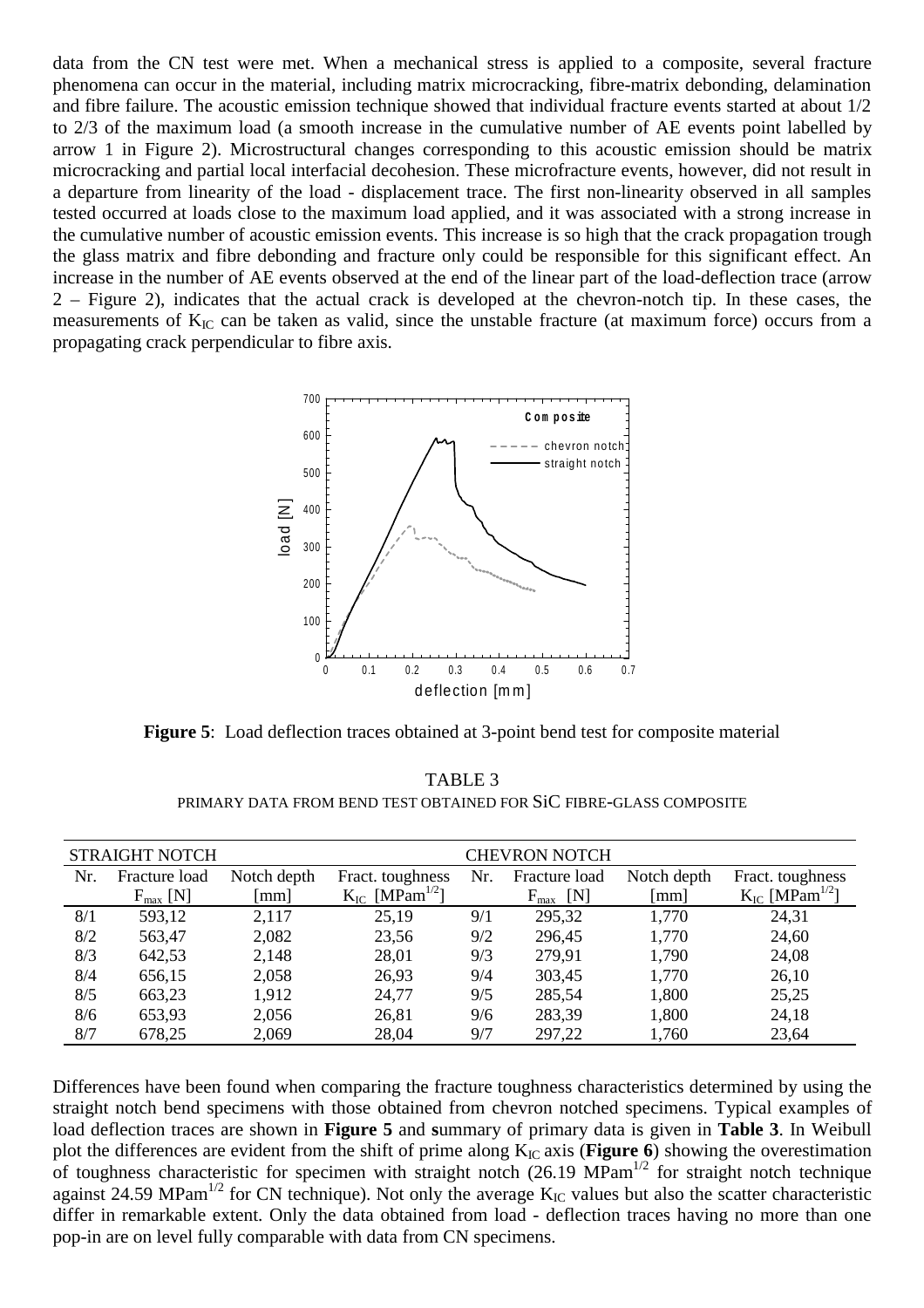data from the CN test were met. When a mechanical stress is applied to a composite, several fracture phenomena can occur in the material, including matrix microcracking, fibre-matrix debonding, delamination and fibre failure. The acoustic emission technique showed that individual fracture events started at about 1/2 to 2/3 of the maximum load (a smooth increase in the cumulative number of AE events point labelled by arrow 1 in Figure 2). Microstructural changes corresponding to this acoustic emission should be matrix microcracking and partial local interfacial decohesion. These microfracture events, however, did not result in a departure from linearity of the load - displacement trace. The first non-linearity observed in all samples tested occurred at loads close to the maximum load applied, and it was associated with a strong increase in the cumulative number of acoustic emission events. This increase is so high that the crack propagation trough the glass matrix and fibre debonding and fracture only could be responsible for this significant effect. An increase in the number of AE events observed at the end of the linear part of the load-deflection trace (arrow 2 – Figure 2), indicates that the actual crack is developed at the chevron-notch tip. In these cases, the measurements of $K_{IC}$ can be taken as valid, since the unstable fracture (at maximum force) occurs from a propagating crack perpendicular to fibre axis.

**Figure 5**: Load deflection traces obtained at 3-point bend test for composite material

TABLE 3

PRIMARY DATA FROM BEND TEST OBTAINED FOR SiC FIBRE-GLASS COMPOSITE

| STRAIGHT NOTCH | | | | CHEVRON NOTCH | | | |
|---|---|---|---|---|---|---|---|
| Nr. | Fracture load $F_{max}$ [N] | Notch depth [mm] | Fract. toughness $K_{IC}$ [MPam$^{1/2}$] | Nr. | Fracture load $F_{max}$ [N] | Notch depth [mm] | Fract. toughness $K_{IC}$ [MPam$^{1/2}$] |
| 8/1 | 593,12 | 2,117 | 25,19 | 9/1 | 295,32 | 1,770 | 24,31 |
| 8/2 | 563,47 | 2,082 | 23,56 | 9/2 | 296,45 | 1,770 | 24,60 |
| 8/3 | 642,53 | 2,148 | 28,01 | 9/3 | 279,91 | 1,790 | 24,08 |
| 8/4 | 656,15 | 2,058 | 26,93 | 9/4 | 303,45 | 1,770 | 26,10 |
| 8/5 | 663,23 | 1,912 | 24,77 | 9/5 | 285,54 | 1,800 | 25,25 |
| 8/6 | 653,93 | 2,056 | 26,81 | 9/6 | 283,39 | 1,800 | 24,18 |
| 8/7 | 678,25 | 2,069 | 28,04 | 9/7 | 297,22 | 1,760 | 23,64 |

Differences have been found when comparing the fracture toughness characteristics determined by using the straight notch bend specimens with those obtained from chevron notched specimens. Typical examples of load deflection traces are shown in **Figure 5** and **s**ummary of primary data is given in **Table 3**. In Weibull plot the differences are evident from the shift of prime along $K_{IC}$ axis (**Figure 6**) showing the overestimation of toughness characteristic for specimen with straight notch (26.19 MPam$^{1/2}$ for straight notch technique against 24.59 MPam$^{1/2}$ for CN technique). Not only the average $K_{IC}$ values but also the scatter characteristic differ in remarkable extent. Only the data obtained from load - deflection traces having no more than one pop-in are on level fully comparable with data from CN specimens.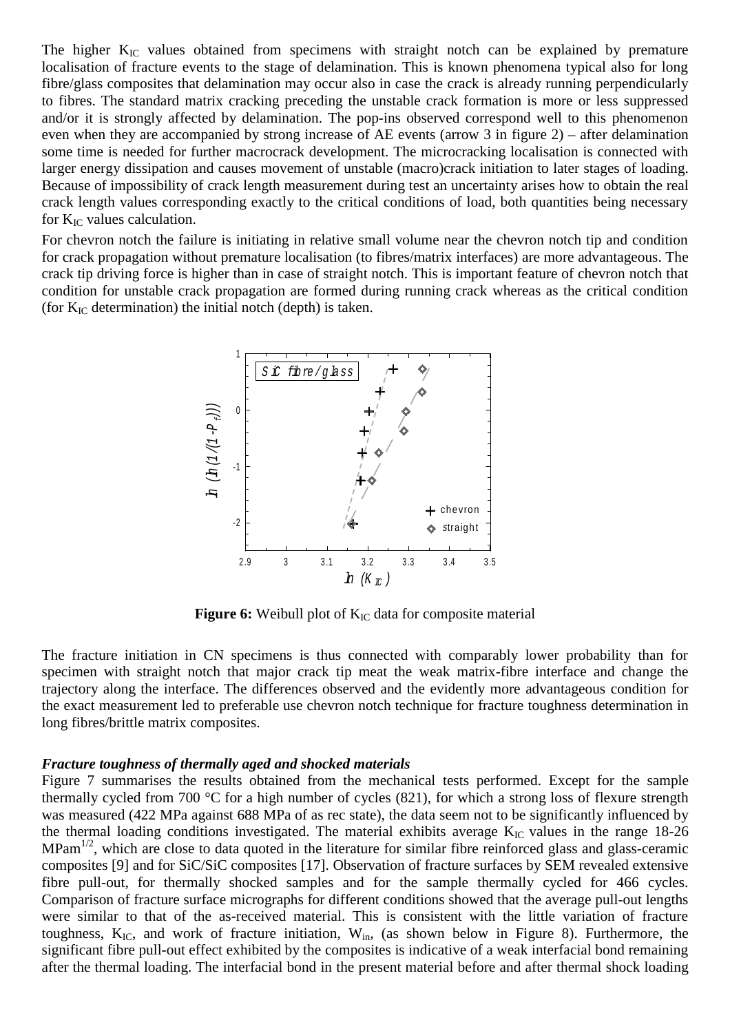The higher $K_{IC}$ values obtained from specimens with straight notch can be explained by premature localisation of fracture events to the stage of delamination. This is known phenomena typical also for long fibre/glass composites that delamination may occur also in case the crack is already running perpendicularly to fibres. The standard matrix cracking preceding the unstable crack formation is more or less suppressed and/or it is strongly affected by delamination. The pop-ins observed correspond well to this phenomenon even when they are accompanied by strong increase of AE events (arrow 3 in figure 2) – after delamination some time is needed for further macrocrack development. The microcracking localisation is connected with larger energy dissipation and causes movement of unstable (macro)crack initiation to later stages of loading. Because of impossibility of crack length measurement during test an uncertainty arises how to obtain the real crack length values corresponding exactly to the critical conditions of load, both quantities being necessary for $K_{IC}$ values calculation.

For chevron notch the failure is initiating in relative small volume near the chevron notch tip and condition for crack propagation without premature localisation (to fibres/matrix interfaces) are more advantageous. The crack tip driving force is higher than in case of straight notch. This is important feature of chevron notch that condition for unstable crack propagation are formed during running crack whereas as the critical condition (for $K_{IC}$ determination) the initial notch (depth) is taken.

**Figure 6:** Weibull plot of $K_{IC}$ data for composite material

The fracture initiation in CN specimens is thus connected with comparably lower probability than for specimen with straight notch that major crack tip meat the weak matrix-fibre interface and change the trajectory along the interface. The differences observed and the evidently more advantageous condition for the exact measurement led to preferable use chevron notch technique for fracture toughness determination in long fibres/brittle matrix composites.

***Fracture toughness of thermally aged and shocked materials***

Figure 7 summarises the results obtained from the mechanical tests performed. Except for the sample thermally cycled from 700 °C for a high number of cycles (821), for which a strong loss of flexure strength was measured (422 MPa against 688 MPa of as rec state), the data seem not to be significantly influenced by the thermal loading conditions investigated. The material exhibits average $K_{IC}$ values in the range 18-26 $MPam^{1/2}$, which are close to data quoted in the literature for similar fibre reinforced glass and glass-ceramic composites [9] and for SiC/SiC composites [17]. Observation of fracture surfaces by SEM revealed extensive fibre pull-out, for thermally shocked samples and for the sample thermally cycled for 466 cycles. Comparison of fracture surface micrographs for different conditions showed that the average pull-out lengths were similar to that of the as-received material. This is consistent with the little variation of fracture toughness, $K_{IC}$, and work of fracture initiation, $W_{in}$, (as shown below in Figure 8). Furthermore, the significant fibre pull-out effect exhibited by the composites is indicative of a weak interfacial bond remaining after the thermal loading. The interfacial bond in the present material before and after thermal shock loading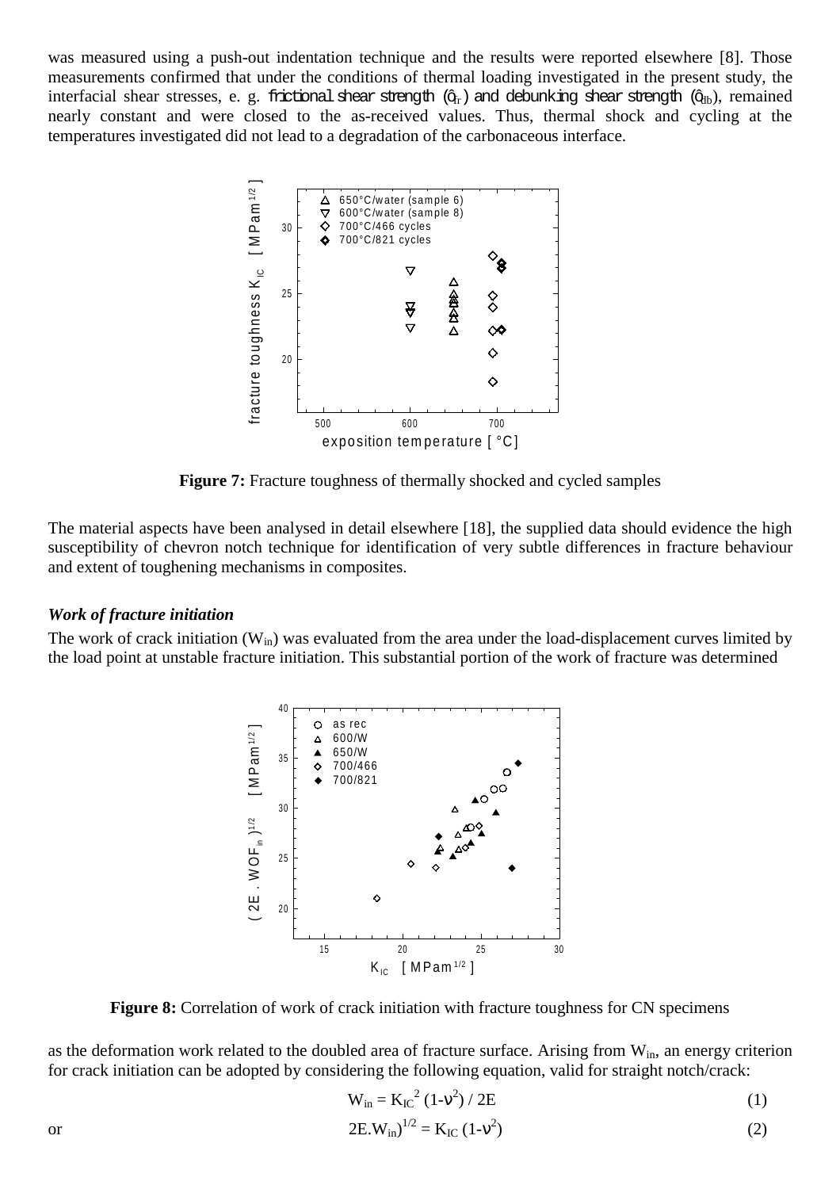was measured using a push-out indentation technique and the results were reported elsewhere [8]. Those measurements confirmed that under the conditions of thermal loading investigated in the present study, the interfacial shear stresses, e. g. frictional shear strength ($\tau_{fr}$) and debunking shear strength ($\tau_{db}$), remained nearly constant and were closed to the as-received values. Thus, thermal shock and cycling at the temperatures investigated did not lead to a degradation of the carbonaceous interface.

**Figure 7:** Fracture toughness of thermally shocked and cycled samples

The material aspects have been analysed in detail elsewhere [18], the supplied data should evidence the high susceptibility of chevron notch technique for identification of very subtle differences in fracture behaviour and extent of toughening mechanisms in composites.

***Work of fracture initiation***

The work of crack initiation ($W_{in}$) was evaluated from the area under the load-displacement curves limited by the load point at unstable fracture initiation. This substantial portion of the work of fracture was determined

**Figure 8:** Correlation of work of crack initiation with fracture toughness for CN specimens

as the deformation work related to the doubled area of fracture surface. Arising from $W_{in}$, an energy criterion for crack initiation can be adopted by considering the following equation, valid for straight notch/crack:

$$W_{in} = K_{IC}^2 (1-\nu^2) / 2E \qquad (1)$$

or

$$2E.W_{in})^{1/2} = K_{IC} (1-\nu^2) \qquad (2)$$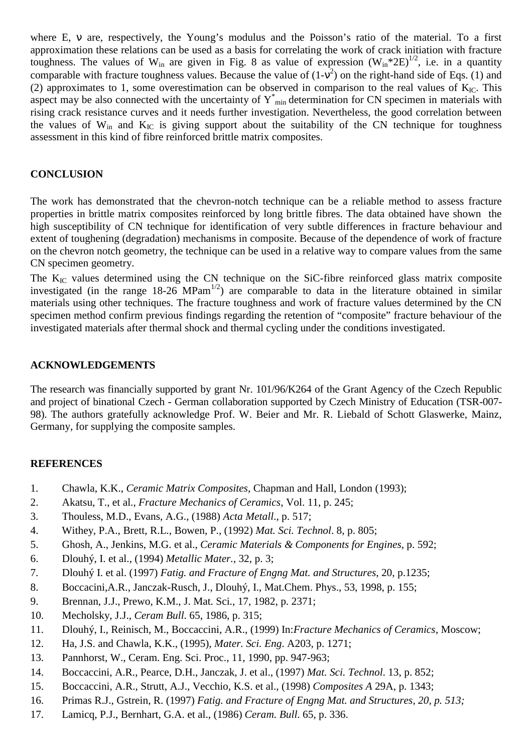where E, $\nu$ are, respectively, the Young's modulus and the Poisson's ratio of the material. To a first approximation these relations can be used as a basis for correlating the work of crack initiation with fracture toughness. The values of $W_{in}$ are given in Fig. 8 as value of expression $(W_{in}*2E)^{1/2}$, i.e. in a quantity comparable with fracture toughness values. Because the value of $(1-\nu^2)$ on the right-hand side of Eqs. (1) and (2) approximates to 1, some overestimation can be observed in comparison to the real values of $K_{IC}$. This aspect may be also connected with the uncertainty of $Y^*_{min}$ determination for CN specimen in materials with rising crack resistance curves and it needs further investigation. Nevertheless, the good correlation between the values of $W_{in}$ and $K_{IC}$ is giving support about the suitability of the CN technique for toughness assessment in this kind of fibre reinforced brittle matrix composites.

## CONCLUSION

The work has demonstrated that the chevron-notch technique can be a reliable method to assess fracture properties in brittle matrix composites reinforced by long brittle fibres. The data obtained have shown the high susceptibility of CN technique for identification of very subtle differences in fracture behaviour and extent of toughening (degradation) mechanisms in composite. Because of the dependence of work of fracture on the chevron notch geometry, the technique can be used in a relative way to compare values from the same CN specimen geometry.

The $K_{IC}$ values determined using the CN technique on the SiC-fibre reinforced glass matrix composite investigated (in the range 18-26 $MPam^{1/2}$) are comparable to data in the literature obtained in similar materials using other techniques. The fracture toughness and work of fracture values determined by the CN specimen method confirm previous findings regarding the retention of "composite" fracture behaviour of the investigated materials after thermal shock and thermal cycling under the conditions investigated.

## ACKNOWLEDGEMENTS

The research was financially supported by grant Nr. 101/96/K264 of the Grant Agency of the Czech Republic and project of binational Czech - German collaboration supported by Czech Ministry of Education (TSR-007-98). The authors gratefully acknowledge Prof. W. Beier and Mr. R. Liebald of Schott Glaswerke, Mainz, Germany, for supplying the composite samples.

## REFERENCES

1. Chawla, K.K., *Ceramic Matrix Composites*, Chapman and Hall, London (1993);
2. Akatsu, T., et al., *Fracture Mechanics of Ceramics*, Vol. 11, p. 245;
3. Thouless, M.D., Evans, A.G., (1988) *Acta Metall*., p. 517;
4. Withey, P.A., Brett, R.L., Bowen, P., (1992) *Mat. Sci. Technol*. 8, p. 805;
5. Ghosh, A., Jenkins, M.G. et al., *Ceramic Materials & Components for Engines*, p. 592;
6. Dlouhý, I. et al., (1994) *Metallic Mater.*, 32, p. 3;
7. Dlouhý I. et al. (1997) *Fatig. and Fracture of Engng Mat. and Structures*, 20, p.1235;
8. Boccacini,A.R., Janczak-Rusch, J., Dlouhý, I., Mat.Chem. Phys., 53, 1998, p. 155;
9. Brennan, J.J., Prewo, K.M., J. Mat. Sci., 17, 1982, p. 2371;
10. Mecholsky, J.J., *Ceram Bull.* 65, 1986, p. 315;
11. Dlouhý, I., Reinisch, M., Boccaccini, A.R., (1999) In:*Fracture Mechanics of Ceramics*, Moscow;
12. Ha, J.S. and Chawla, K.K., (1995), *Mater. Sci. Eng.* A203, p. 1271;
13. Pannhorst, W., Ceram. Eng. Sci. Proc., 11, 1990, pp. 947-963;
14. Boccaccini, A.R., Pearce, D.H., Janczak, J. et al., (1997) *Mat. Sci. Technol.* 13, p. 852;
15. Boccaccini, A.R., Strutt, A.J., Vecchio, K.S. et al., (1998) *Composites A* 29A, p. 1343;
16. Primas R.J., Gstrein, R. (1997) *Fatig. and Fracture of Engng Mat. and Structures, 20, p. 513;*
17. Lamicq, P.J., Bernhart, G.A. et al., (1986) *Ceram. Bull.* 65, p. 336.